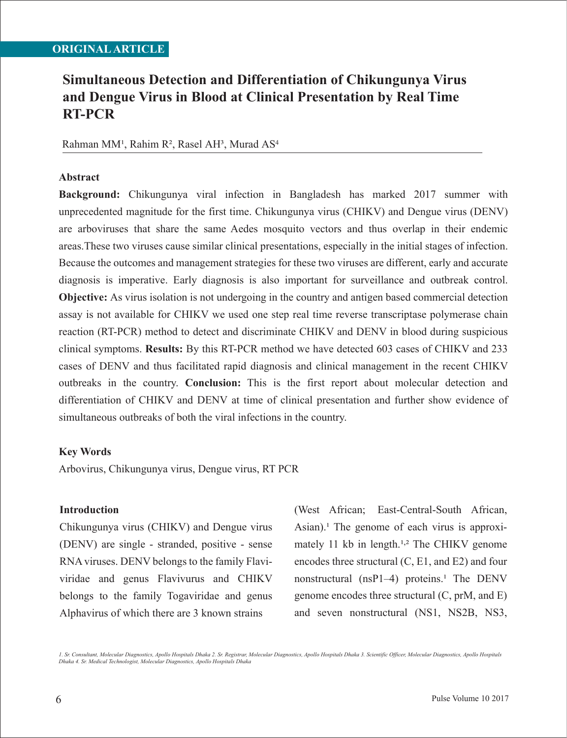ORIGINAL ARTICLE

# Simultaneous Detection and Differentiation of Chikungunya Virus and Dengue Virus in Blood at Clinical Presentation by Real Time RT-PCR

Rahman MM[1], Rahim R[2], Rasel AH[3], Murad AS[4]

## Abstract

**Background:** Chikungunya viral infection in Bangladesh has marked 2017 summer with unprecedented magnitude for the first time. Chikungunya virus (CHIKV) and Dengue virus (DENV) are arboviruses that share the same Aedes mosquito vectors and thus overlap in their endemic areas.These two viruses cause similar clinical presentations, especially in the initial stages of infection. Because the outcomes and management strategies for these two viruses are different, early and accurate diagnosis is imperative. Early diagnosis is also important for surveillance and outbreak control. **Objective:** As virus isolation is not undergoing in the country and antigen based commercial detection assay is not available for CHIKV we used one step real time reverse transcriptase polymerase chain reaction (RT-PCR) method to detect and discriminate CHIKV and DENV in blood during suspicious clinical symptoms. **Results:** By this RT-PCR method we have detected 603 cases of CHIKV and 233 cases of DENV and thus facilitated rapid diagnosis and clinical management in the recent CHIKV outbreaks in the country. **Conclusion:** This is the first report about molecular detection and differentiation of CHIKV and DENV at time of clinical presentation and further show evidence of simultaneous outbreaks of both the viral infections in the country.

### Key Words

Arbovirus, Chikungunya virus, Dengue virus, RT PCR

## Introduction

Chikungunya virus (CHIKV) and Dengue virus (DENV) are single - stranded, positive - sense RNA viruses. DENV belongs to the family Flaviviridae and genus Flavivurus and CHIKV belongs to the family Togaviridae and genus Alphavirus of which there are 3 known strains (West African; East-Central-South African, Asian).[1] The genome of each virus is approximately 11 kb in length.[1,2] The CHIKV genome encodes three structural (C, E1, and E2) and four nonstructural (nsP1–4) proteins.[1] The DENV genome encodes three structural (C, prM, and E) and seven nonstructural (NS1, NS2B, NS3,

*1. Sr. Consultant, Molecular Diagnostics, Apollo Hospitals Dhaka 2. Sr. Registrar, Molecular Diagnostics, Apollo Hospitals Dhaka 3. Scientific Officer, Molecular Diagnostics, Apollo Hospitals Dhaka 4. Sr. Medical Technologist, Molecular Diagnostics, Apollo Hospitals Dhaka*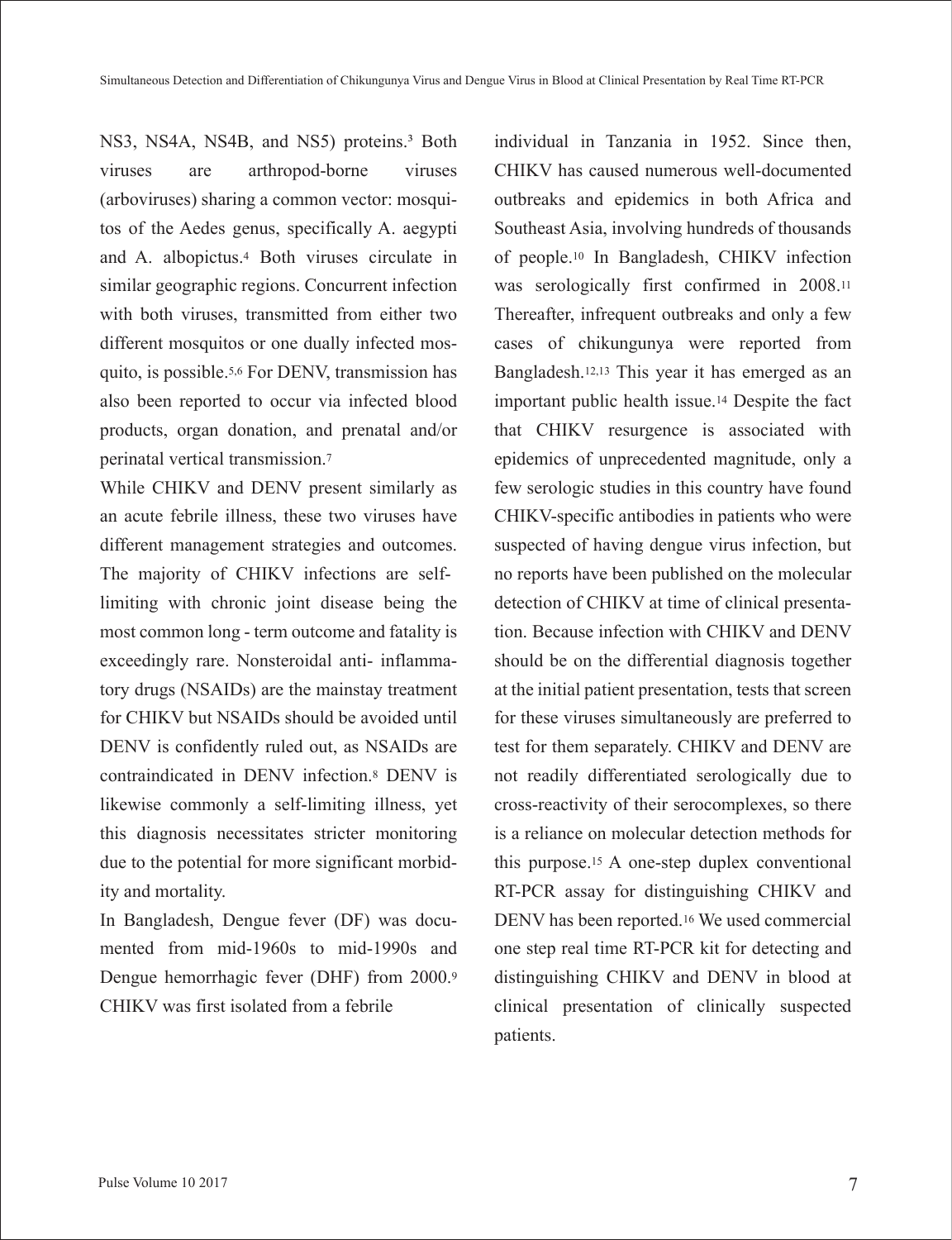NS3, NS4A, NS4B, and NS5) proteins.[3] Both viruses are arthropod-borne viruses (arboviruses) sharing a common vector: mosquitos of the Aedes genus, specifically A. aegypti and A. albopictus.[4] Both viruses circulate in similar geographic regions. Concurrent infection with both viruses, transmitted from either two different mosquitos or one dually infected mosquito, is possible.[5,6] For DENV, transmission has also been reported to occur via infected blood products, organ donation, and prenatal and/or perinatal vertical transmission.[7]

While CHIKV and DENV present similarly as an acute febrile illness, these two viruses have different management strategies and outcomes. The majority of CHIKV infections are self-limiting with chronic joint disease being the most common long - term outcome and fatality is exceedingly rare. Nonsteroidal anti- inflammatory drugs (NSAIDs) are the mainstay treatment for CHIKV but NSAIDs should be avoided until DENV is confidently ruled out, as NSAIDs are contraindicated in DENV infection.[8] DENV is likewise commonly a self-limiting illness, yet this diagnosis necessitates stricter monitoring due to the potential for more significant morbidity and mortality.

In Bangladesh, Dengue fever (DF) was documented from mid-1960s to mid-1990s and Dengue hemorrhagic fever (DHF) from 2000.[9] CHIKV was first isolated from a febrile individual in Tanzania in 1952. Since then, CHIKV has caused numerous well-documented outbreaks and epidemics in both Africa and Southeast Asia, involving hundreds of thousands of people.[10] In Bangladesh, CHIKV infection was serologically first confirmed in 2008.[11] Thereafter, infrequent outbreaks and only a few cases of chikungunya were reported from Bangladesh.[12,13] This year it has emerged as an important public health issue.[14] Despite the fact that CHIKV resurgence is associated with epidemics of unprecedented magnitude, only a few serologic studies in this country have found CHIKV-specific antibodies in patients who were suspected of having dengue virus infection, but no reports have been published on the molecular detection of CHIKV at time of clinical presentation. Because infection with CHIKV and DENV should be on the differential diagnosis together at the initial patient presentation, tests that screen for these viruses simultaneously are preferred to test for them separately. CHIKV and DENV are not readily differentiated serologically due to cross-reactivity of their serocomplexes, so there is a reliance on molecular detection methods for this purpose.[15] A one-step duplex conventional RT-PCR assay for distinguishing CHIKV and DENV has been reported.[16] We used commercial one step real time RT-PCR kit for detecting and distinguishing CHIKV and DENV in blood at clinical presentation of clinically suspected patients.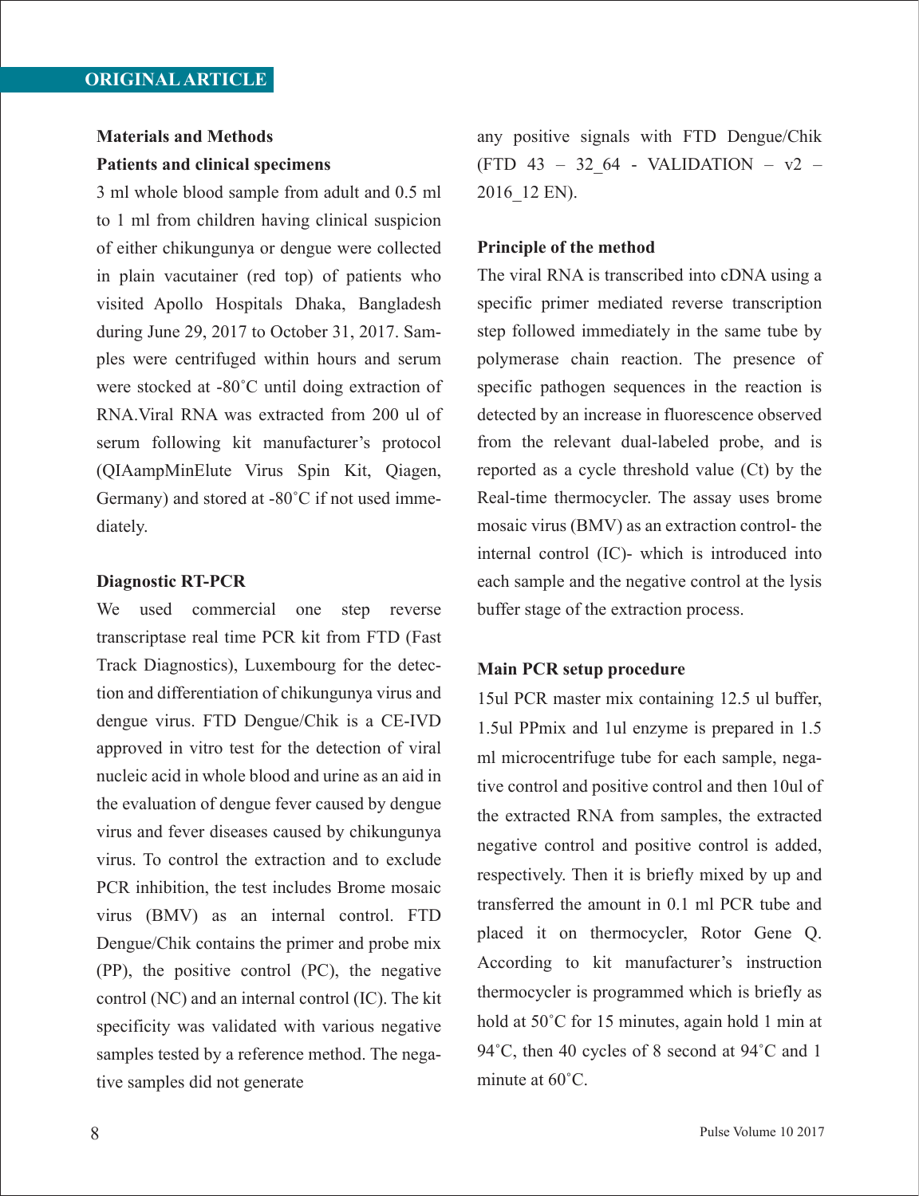## Materials and Methods

### Patients and clinical specimens

3 ml whole blood sample from adult and 0.5 ml to 1 ml from children having clinical suspicion of either chikungunya or dengue were collected in plain vacutainer (red top) of patients who visited Apollo Hospitals Dhaka, Bangladesh during June 29, 2017 to October 31, 2017. Samples were centrifuged within hours and serum were stocked at -80˚C until doing extraction of RNA.Viral RNA was extracted from 200 ul of serum following kit manufacturer's protocol (QIAampMinElute Virus Spin Kit, Qiagen, Germany) and stored at -80˚C if not used immediately.

### Diagnostic RT-PCR

We used commercial one step reverse transcriptase real time PCR kit from FTD (Fast Track Diagnostics), Luxembourg for the detection and differentiation of chikungunya virus and dengue virus. FTD Dengue/Chik is a CE-IVD approved in vitro test for the detection of viral nucleic acid in whole blood and urine as an aid in the evaluation of dengue fever caused by dengue virus and fever diseases caused by chikungunya virus. To control the extraction and to exclude PCR inhibition, the test includes Brome mosaic virus (BMV) as an internal control. FTD Dengue/Chik contains the primer and probe mix (PP), the positive control (PC), the negative control (NC) and an internal control (IC). The kit specificity was validated with various negative samples tested by a reference method. The negative samples did not generate any positive signals with FTD Dengue/Chik (FTD 43 – 32_64 - VALIDATION – v2 – 2016_12 EN).

### Principle of the method

The viral RNA is transcribed into cDNA using a specific primer mediated reverse transcription step followed immediately in the same tube by polymerase chain reaction. The presence of specific pathogen sequences in the reaction is detected by an increase in fluorescence observed from the relevant dual-labeled probe, and is reported as a cycle threshold value (Ct) by the Real-time thermocycler. The assay uses brome mosaic virus (BMV) as an extraction control- the internal control (IC)- which is introduced into each sample and the negative control at the lysis buffer stage of the extraction process.

### Main PCR setup procedure

15ul PCR master mix containing 12.5 ul buffer, 1.5ul PPmix and 1ul enzyme is prepared in 1.5 ml microcentrifuge tube for each sample, negative control and positive control and then 10ul of the extracted RNA from samples, the extracted negative control and positive control is added, respectively. Then it is briefly mixed by up and transferred the amount in 0.1 ml PCR tube and placed it on thermocycler, Rotor Gene Q. According to kit manufacturer's instruction thermocycler is programmed which is briefly as hold at 50˚C for 15 minutes, again hold 1 min at 94˚C, then 40 cycles of 8 second at 94˚C and 1 minute at 60˚C.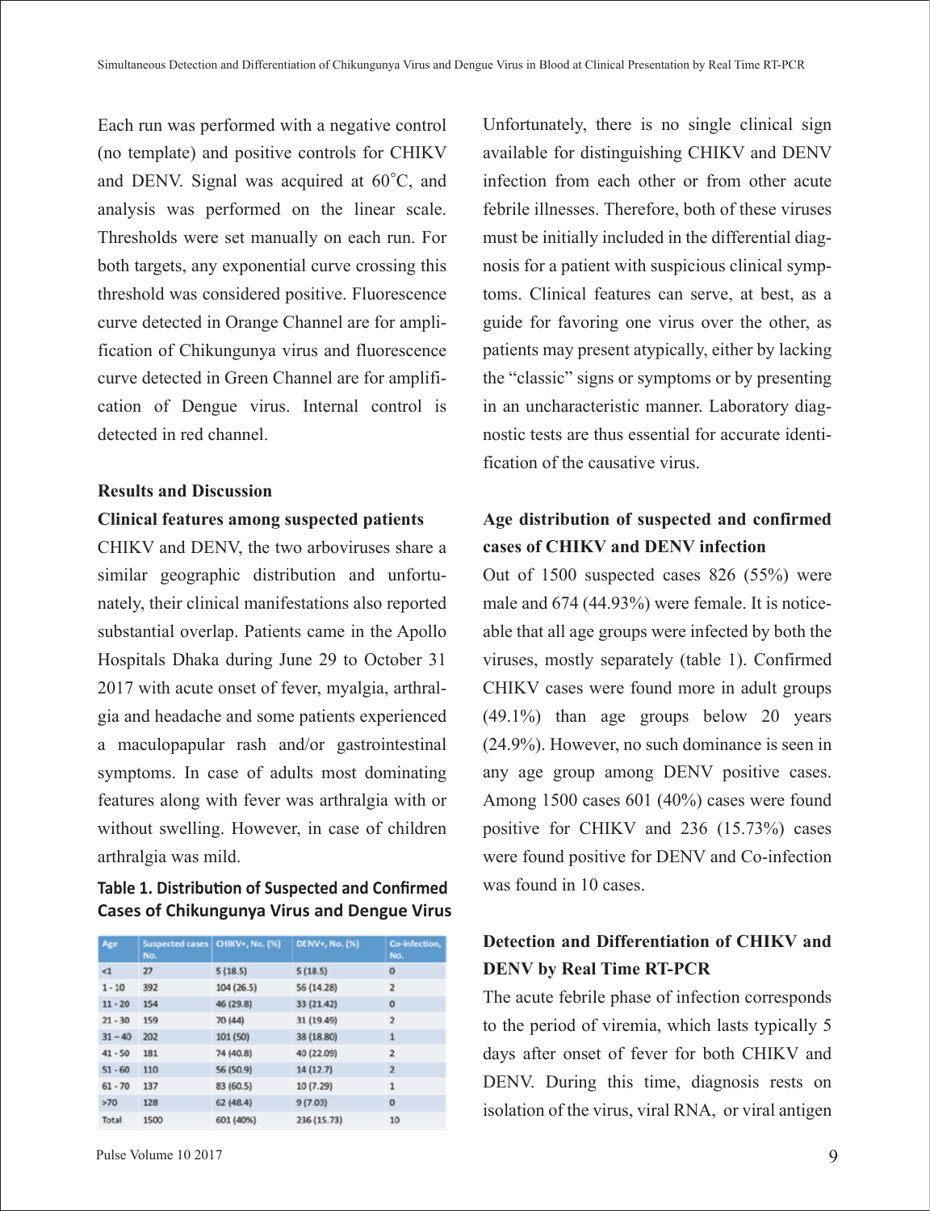Each run was performed with a negative control (no template) and positive controls for CHIKV and DENV. Signal was acquired at 60˚C, and analysis was performed on the linear scale. Thresholds were set manually on each run. For both targets, any exponential curve crossing this threshold was considered positive. Fluorescence curve detected in Orange Channel are for amplification of Chikungunya virus and fluorescence curve detected in Green Channel are for amplification of Dengue virus. Internal control is detected in red channel.

## Results and Discussion

### Clinical features among suspected patients

CHIKV and DENV, the two arboviruses share a similar geographic distribution and unfortunately, their clinical manifestations also reported substantial overlap. Patients came in the Apollo Hospitals Dhaka during June 29 to October 31 2017 with acute onset of fever, myalgia, arthralgia and headache and some patients experienced a maculopapular rash and/or gastrointestinal symptoms. In case of adults most dominating features along with fever was arthralgia with or without swelling. However, in case of children arthralgia was mild.

**Table 1. Distribution of Suspected and Confirmed Cases of Chikungunya Virus and Dengue Virus**

| Age | Suspected cases No. | CHIKV+, No. (%) | DENV+, No. (%) | Co-infection, No. |
|---|---|---|---|---|
| <1 | 27 | 5 (18.5) | 5 (18.5) | 0 |
| 1 - 10 | 392 | 104 (26.5) | 56 (14.28) | 2 |
| 11 - 20 | 154 | 46 (29.8) | 33 (21.42) | 0 |
| 21 - 30 | 159 | 70 (44) | 31 (19.49) | 2 |
| 31 – 40 | 202 | 101 (50) | 38 (18.80) | 1 |
| 41 - 50 | 181 | 74 (40.8) | 40 (22.09) | 2 |
| 51 - 60 | 110 | 56 (50.9) | 14 (12.7) | 2 |
| 61 - 70 | 137 | 83 (60.5) | 10 (7.29) | 1 |
| >70 | 128 | 62 (48.4) | 9 (7.03) | 0 |
| Total | 1500 | 601 (40%) | 236 (15.73) | 10 |

Unfortunately, there is no single clinical sign available for distinguishing CHIKV and DENV infection from each other or from other acute febrile illnesses. Therefore, both of these viruses must be initially included in the differential diagnosis for a patient with suspicious clinical symptoms. Clinical features can serve, at best, as a guide for favoring one virus over the other, as patients may present atypically, either by lacking the "classic" signs or symptoms or by presenting in an uncharacteristic manner. Laboratory diagnostic tests are thus essential for accurate identification of the causative virus.

### Age distribution of suspected and confirmed cases of CHIKV and DENV infection

Out of 1500 suspected cases 826 (55%) were male and 674 (44.93%) were female. It is noticeable that all age groups were infected by both the viruses, mostly separately (table 1). Confirmed CHIKV cases were found more in adult groups (49.1%) than age groups below 20 years (24.9%). However, no such dominance is seen in any age group among DENV positive cases. Among 1500 cases 601 (40%) cases were found positive for CHIKV and 236 (15.73%) cases were found positive for DENV and Co-infection was found in 10 cases.

### Detection and Differentiation of CHIKV and DENV by Real Time RT-PCR

The acute febrile phase of infection corresponds to the period of viremia, which lasts typically 5 days after onset of fever for both CHIKV and DENV. During this time, diagnosis rests on isolation of the virus, viral RNA, or viral antigen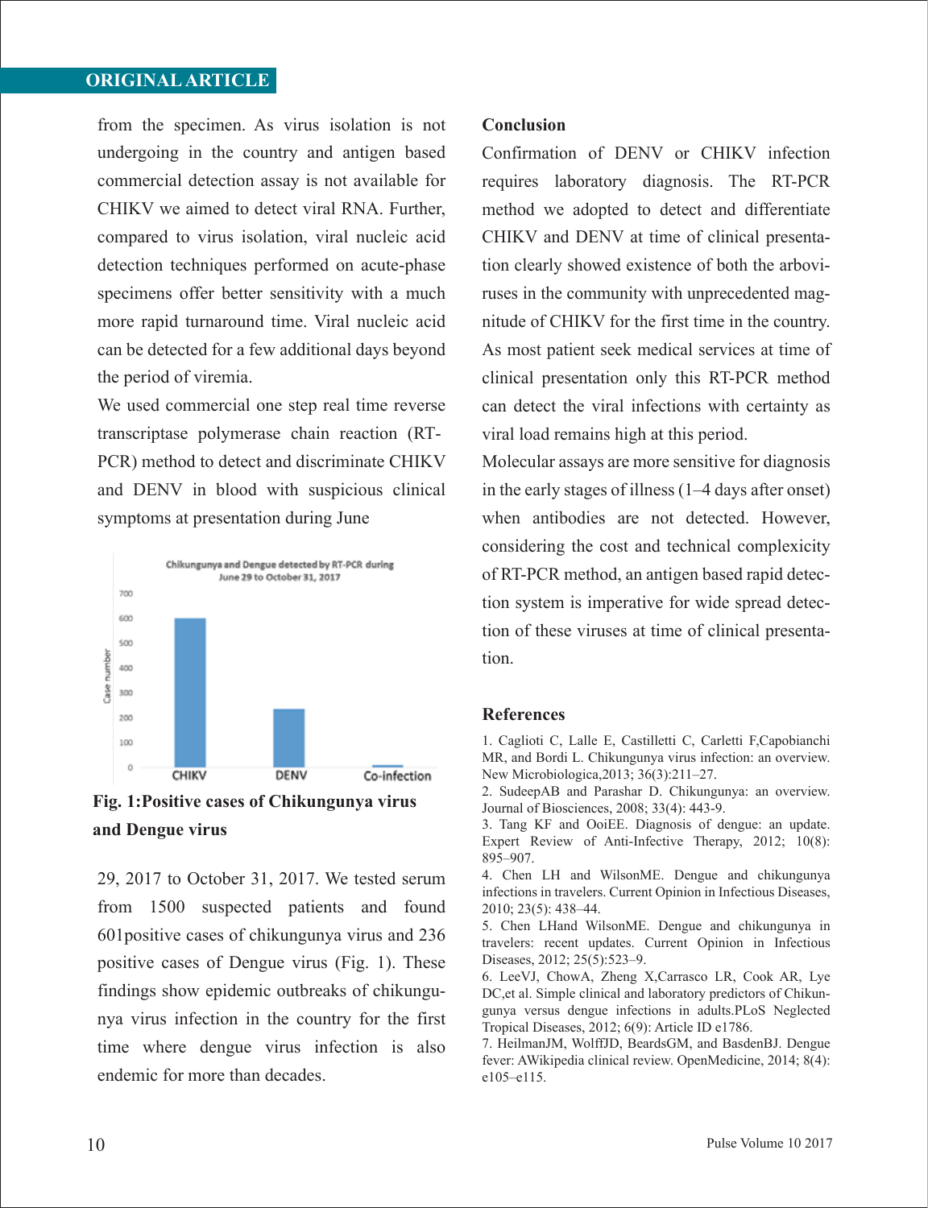from the specimen. As virus isolation is not undergoing in the country and antigen based commercial detection assay is not available for CHIKV we aimed to detect viral RNA. Further, compared to virus isolation, viral nucleic acid detection techniques performed on acute-phase specimens offer better sensitivity with a much more rapid turnaround time. Viral nucleic acid can be detected for a few additional days beyond the period of viremia.

We used commercial one step real time reverse transcriptase polymerase chain reaction (RT-PCR) method to detect and discriminate CHIKV and DENV in blood with suspicious clinical symptoms at presentation during June 29, 2017 to October 31, 2017. We tested serum from 1500 suspected patients and found 601positive cases of chikungunya virus and 236 positive cases of Dengue virus (Fig. 1). These findings show epidemic outbreaks of chikungunya virus infection in the country for the first time where dengue virus infection is also endemic for more than decades.

**Fig. 1:Positive cases of Chikungunya virus and Dengue virus**

## Conclusion

Confirmation of DENV or CHIKV infection requires laboratory diagnosis. The RT-PCR method we adopted to detect and differentiate CHIKV and DENV at time of clinical presentation clearly showed existence of both the arboviruses in the community with unprecedented magnitude of CHIKV for the first time in the country. As most patient seek medical services at time of clinical presentation only this RT-PCR method can detect the viral infections with certainty as viral load remains high at this period.

Molecular assays are more sensitive for diagnosis in the early stages of illness (1–4 days after onset) when antibodies are not detected. However, considering the cost and technical complexicity of RT-PCR method, an antigen based rapid detection system is imperative for wide spread detection of these viruses at time of clinical presentation.

## References

1. Caglioti C, Lalle E, Castilletti C, Carletti F,Capobianchi MR, and Bordi L. Chikungunya virus infection: an overview. New Microbiologica,2013; 36(3):211–27.
2. SudeepAB and Parashar D. Chikungunya: an overview. Journal of Biosciences, 2008; 33(4): 443-9.
3. Tang KF and OoiEE. Diagnosis of dengue: an update. Expert Review of Anti-Infective Therapy, 2012; 10(8): 895–907.
4. Chen LH and WilsonME. Dengue and chikungunya infections in travelers. Current Opinion in Infectious Diseases, 2010; 23(5): 438–44.
5. Chen LHand WilsonME. Dengue and chikungunya in travelers: recent updates. Current Opinion in Infectious Diseases, 2012; 25(5):523–9.
6. LeeVJ, ChowA, Zheng X,Carrasco LR, Cook AR, Lye DC,et al. Simple clinical and laboratory predictors of Chikungunya versus dengue infections in adults.PLoS Neglected Tropical Diseases, 2012; 6(9): Article ID e1786.
7. HeilmanJM, WolffJD, BeardsGM, and BasdenBJ. Dengue fever: AWikipedia clinical review. OpenMedicine, 2014; 8(4): e105–e115.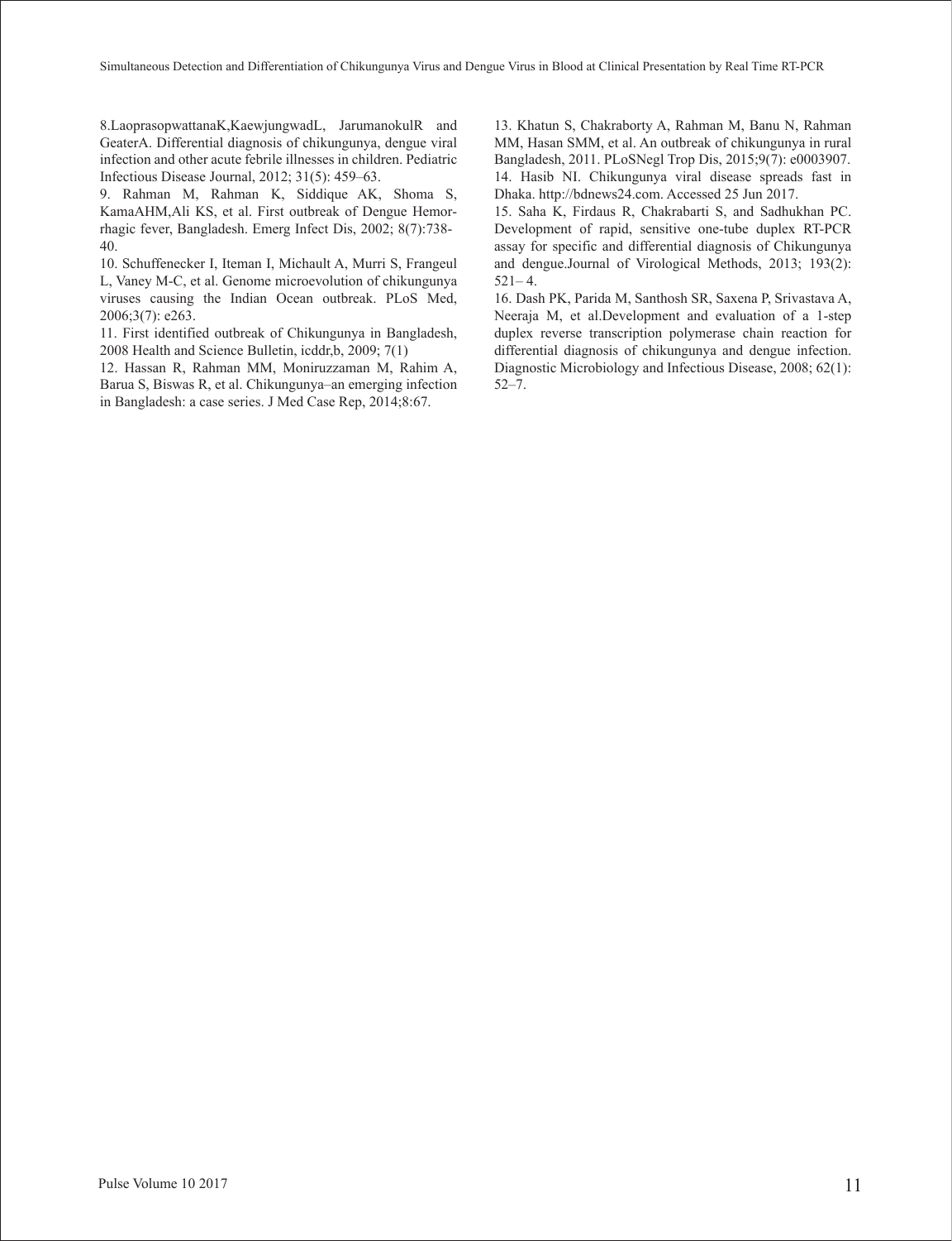8.LaoprasopwattanaK,KaewjungwadL, JarumanokulR and GeaterA. Differential diagnosis of chikungunya, dengue viral infection and other acute febrile illnesses in children. Pediatric Infectious Disease Journal, 2012; 31(5): 459–63.

9. Rahman M, Rahman K, Siddique AK, Shoma S, KamaAHM,Ali KS, et al. First outbreak of Dengue Hemorrhagic fever, Bangladesh. Emerg Infect Dis, 2002; 8(7):738-40.

10. Schuffenecker I, Iteman I, Michault A, Murri S, Frangeul L, Vaney M-C, et al. Genome microevolution of chikungunya viruses causing the Indian Ocean outbreak. PLoS Med, 2006;3(7): e263.

11. First identified outbreak of Chikungunya in Bangladesh, 2008 Health and Science Bulletin, icddr,b, 2009; 7(1)

12. Hassan R, Rahman MM, Moniruzzaman M, Rahim A, Barua S, Biswas R, et al. Chikungunya–an emerging infection in Bangladesh: a case series. J Med Case Rep, 2014;8:67.

13. Khatun S, Chakraborty A, Rahman M, Banu N, Rahman MM, Hasan SMM, et al. An outbreak of chikungunya in rural Bangladesh, 2011. PLoSNegl Trop Dis, 2015;9(7): e0003907.

14. Hasib NI. Chikungunya viral disease spreads fast in Dhaka. http://bdnews24.com. Accessed 25 Jun 2017.

15. Saha K, Firdaus R, Chakrabarti S, and Sadhukhan PC. Development of rapid, sensitive one-tube duplex RT-PCR assay for specific and differential diagnosis of Chikungunya and dengue.Journal of Virological Methods, 2013; 193(2): 521– 4.

16. Dash PK, Parida M, Santhosh SR, Saxena P, Srivastava A, Neeraja M, et al.Development and evaluation of a 1-step duplex reverse transcription polymerase chain reaction for differential diagnosis of chikungunya and dengue infection. Diagnostic Microbiology and Infectious Disease, 2008; 62(1): 52–7.